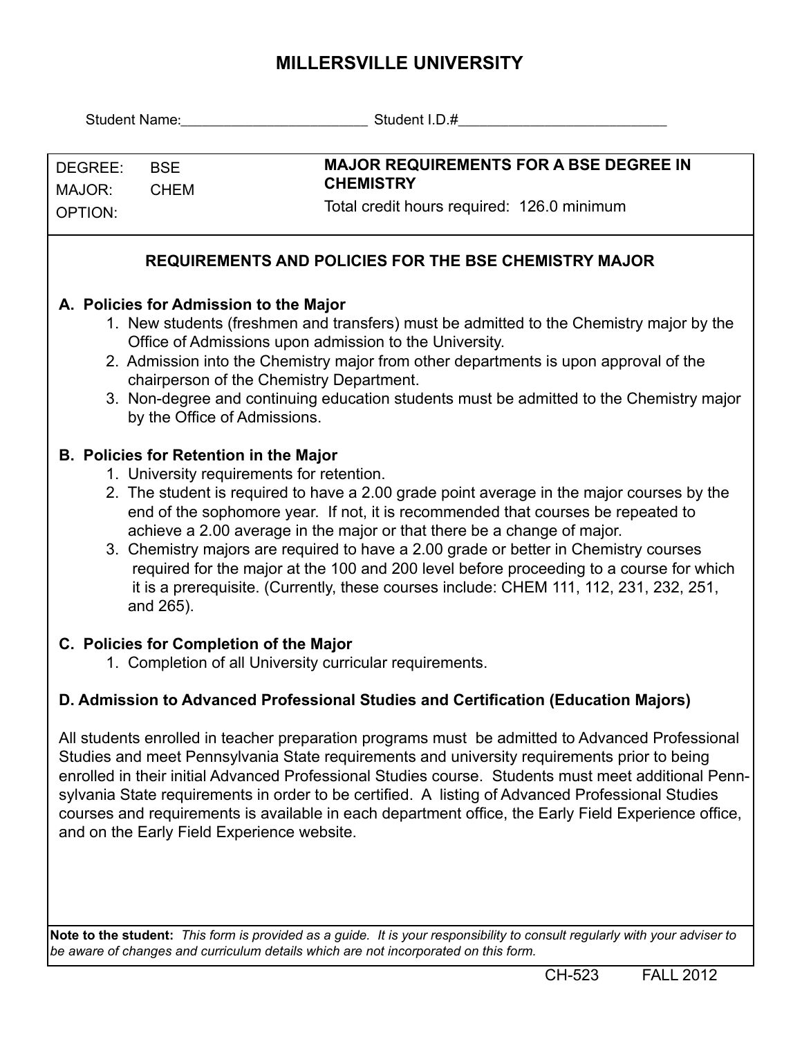# MILLERSVILLE UNIVERSITY

Student Name:________________________ Student I.D.#__________________________

| DEGREE: | BSE | **MAJOR REQUIREMENTS FOR A BSE DEGREE IN CHEMISTRY** |
|---|---|---|
| MAJOR: | CHEM | Total credit hours required: 126.0 minimum |
| OPTION: | | |

## REQUIREMENTS AND POLICIES FOR THE BSE CHEMISTRY MAJOR

### A. Policies for Admission to the Major

1. New students (freshmen and transfers) must be admitted to the Chemistry major by the Office of Admissions upon admission to the University.
2. Admission into the Chemistry major from other departments is upon approval of the chairperson of the Chemistry Department.
3. Non-degree and continuing education students must be admitted to the Chemistry major by the Office of Admissions.

### B. Policies for Retention in the Major

1. University requirements for retention.
2. The student is required to have a 2.00 grade point average in the major courses by the end of the sophomore year. If not, it is recommended that courses be repeated to achieve a 2.00 average in the major or that there be a change of major.
3. Chemistry majors are required to have a 2.00 grade or better in Chemistry courses required for the major at the 100 and 200 level before proceeding to a course for which it is a prerequisite. (Currently, these courses include: CHEM 111, 112, 231, 232, 251, and 265).

### C. Policies for Completion of the Major

1. Completion of all University curricular requirements.

### D. Admission to Advanced Professional Studies and Certification (Education Majors)

All students enrolled in teacher preparation programs must be admitted to Advanced Professional Studies and meet Pennsylvania State requirements and university requirements prior to being enrolled in their initial Advanced Professional Studies course. Students must meet additional Pennsylvania State requirements in order to be certified. A listing of Advanced Professional Studies courses and requirements is available in each department office, the Early Field Experience office, and on the Early Field Experience website.

**Note to the student:** *This form is provided as a guide. It is your responsibility to consult regularly with your adviser to be aware of changes and curriculum details which are not incorporated on this form.*

CH-523 FALL 2012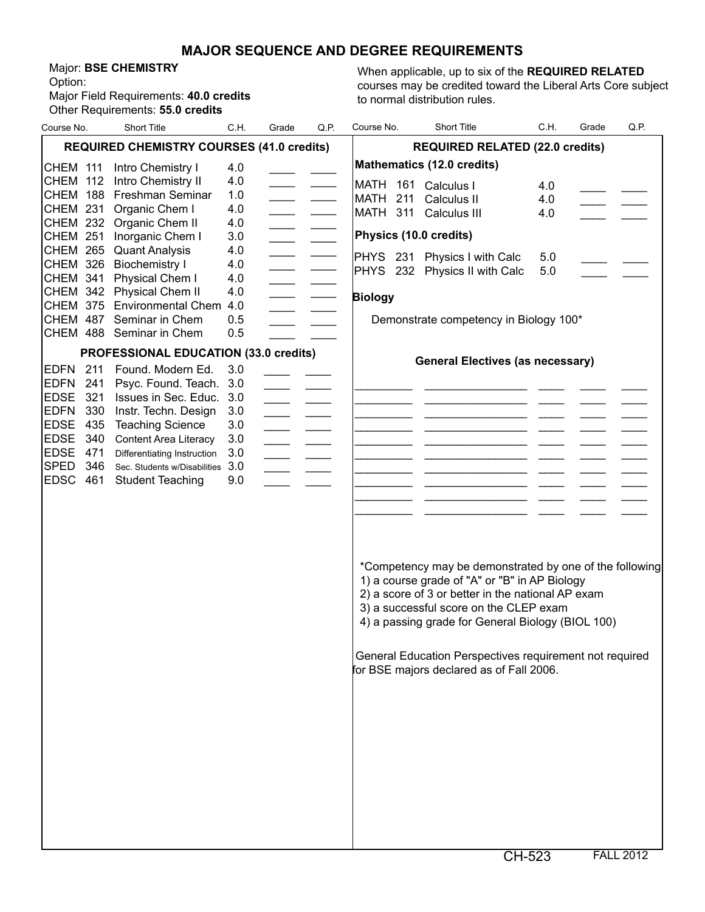# MAJOR SEQUENCE AND DEGREE REQUIREMENTS

Major: **BSE CHEMISTRY**
Option:
Major Field Requirements: **40.0 credits**
Other Requirements: **55.0 credits**

When applicable, up to six of the **REQUIRED RELATED** courses may be credited toward the Liberal Arts Core subject to normal distribution rules.

## REQUIRED CHEMISTRY COURSES (41.0 credits)

| Course No. | Short Title | C.H. | Grade | Q.P. |
|---|---|---|---|---|
| CHEM 111 | Intro Chemistry I | 4.0 | | |
| CHEM 112 | Intro Chemistry II | 4.0 | | |
| CHEM 188 | Freshman Seminar | 1.0 | | |
| CHEM 231 | Organic Chem I | 4.0 | | |
| CHEM 232 | Organic Chem II | 4.0 | | |
| CHEM 251 | Inorganic Chem I | 3.0 | | |
| CHEM 265 | Quant Analysis | 4.0 | | |
| CHEM 326 | Biochemistry I | 4.0 | | |
| CHEM 341 | Physical Chem I | 4.0 | | |
| CHEM 342 | Physical Chem II | 4.0 | | |
| CHEM 375 | Environmental Chem | 4.0 | | |
| CHEM 487 | Seminar in Chem | 0.5 | | |
| CHEM 488 | Seminar in Chem | 0.5 | | |

## PROFESSIONAL EDUCATION (33.0 credits)

| Course No. | Short Title | C.H. | Grade | Q.P. |
|---|---|---|---|---|
| EDFN 211 | Found. Modern Ed. | 3.0 | | |
| EDFN 241 | Psyc. Found. Teach. | 3.0 | | |
| EDSE 321 | Issues in Sec. Educ. | 3.0 | | |
| EDFN 330 | Instr. Techn. Design | 3.0 | | |
| EDSE 435 | Teaching Science | 3.0 | | |
| EDSE 340 | Content Area Literacy | 3.0 | | |
| EDSE 471 | Differentiating Instruction | 3.0 | | |
| SPED 346 | Sec. Students w/Disabilities | 3.0 | | |
| EDSC 461 | Student Teaching | 9.0 | | |

## REQUIRED RELATED (22.0 credits)

### Mathematics (12.0 credits)

| Course No. | Short Title | C.H. | Grade | Q.P. |
|---|---|---|---|---|
| MATH 161 | Calculus I | 4.0 | | |
| MATH 211 | Calculus II | 4.0 | | |
| MATH 311 | Calculus III | 4.0 | | |

### Physics (10.0 credits)

| Course No. | Short Title | C.H. | Grade | Q.P. |
|---|---|---|---|---|
| PHYS 231 | Physics I with Calc | 5.0 | | |
| PHYS 232 | Physics II with Calc | 5.0 | | |

### Biology

Demonstrate competency in Biology 100*

### General Electives (as necessary)

| Course No. | Short Title | C.H. | Grade | Q.P. |
|---|---|---|---|---|
| | | | | |
| | | | | |
| | | | | |
| | | | | |
| | | | | |
| | | | | |
| | | | | |
| | | | | |
| | | | | |

*Competency may be demonstrated by one of the following
1) a course grade of "A" or "B" in AP Biology
2) a score of 3 or better in the national AP exam
3) a successful score on the CLEP exam
4) a passing grade for General Biology (BIOL 100)

General Education Perspectives requirement not required for BSE majors declared as of Fall 2006.

CH-523 FALL 2012